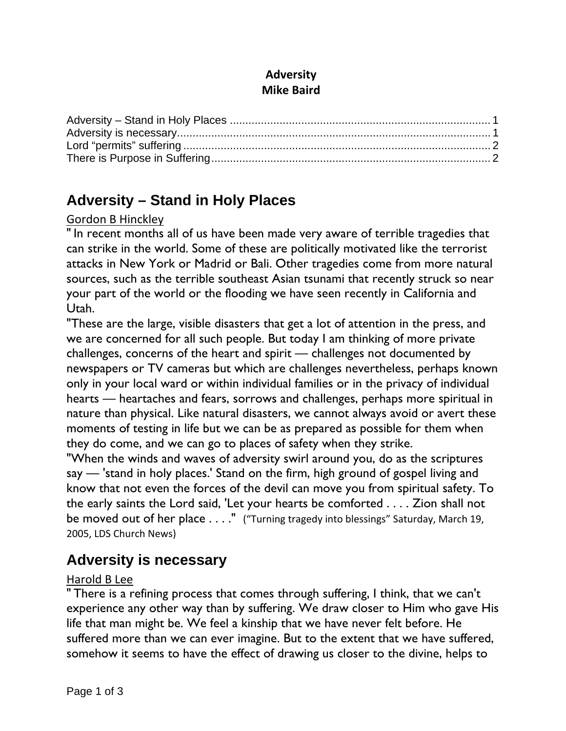**Adversity**
**Mike Baird**

Adversity – Stand in Holy Places .................................................................................... 1
Adversity is necessary..................................................................................................... 1
Lord "permits" suffering .................................................................................................. 2
There is Purpose in Suffering........................................................................................... 2

## Adversity – Stand in Holy Places

Gordon B Hinckley

" In recent months all of us have been made very aware of terrible tragedies that can strike in the world. Some of these are politically motivated like the terrorist attacks in New York or Madrid or Bali. Other tragedies come from more natural sources, such as the terrible southeast Asian tsunami that recently struck so near your part of the world or the flooding we have seen recently in California and Utah.

"These are the large, visible disasters that get a lot of attention in the press, and we are concerned for all such people. But today I am thinking of more private challenges, concerns of the heart and spirit — challenges not documented by newspapers or TV cameras but which are challenges nevertheless, perhaps known only in your local ward or within individual families or in the privacy of individual hearts — heartaches and fears, sorrows and challenges, perhaps more spiritual in nature than physical. Like natural disasters, we cannot always avoid or avert these moments of testing in life but we can be as prepared as possible for them when they do come, and we can go to places of safety when they strike.

"When the winds and waves of adversity swirl around you, do as the scriptures say — 'stand in holy places.' Stand on the firm, high ground of gospel living and know that not even the forces of the devil can move you from spiritual safety. To the early saints the Lord said, 'Let your hearts be comforted . . . . Zion shall not be moved out of her place . . . ." ("Turning tragedy into blessings" Saturday, March 19, 2005, LDS Church News)

## Adversity is necessary

Harold B Lee

" There is a refining process that comes through suffering, I think, that we can't experience any other way than by suffering. We draw closer to Him who gave His life that man might be. We feel a kinship that we have never felt before. He suffered more than we can ever imagine. But to the extent that we have suffered, somehow it seems to have the effect of drawing us closer to the divine, helps to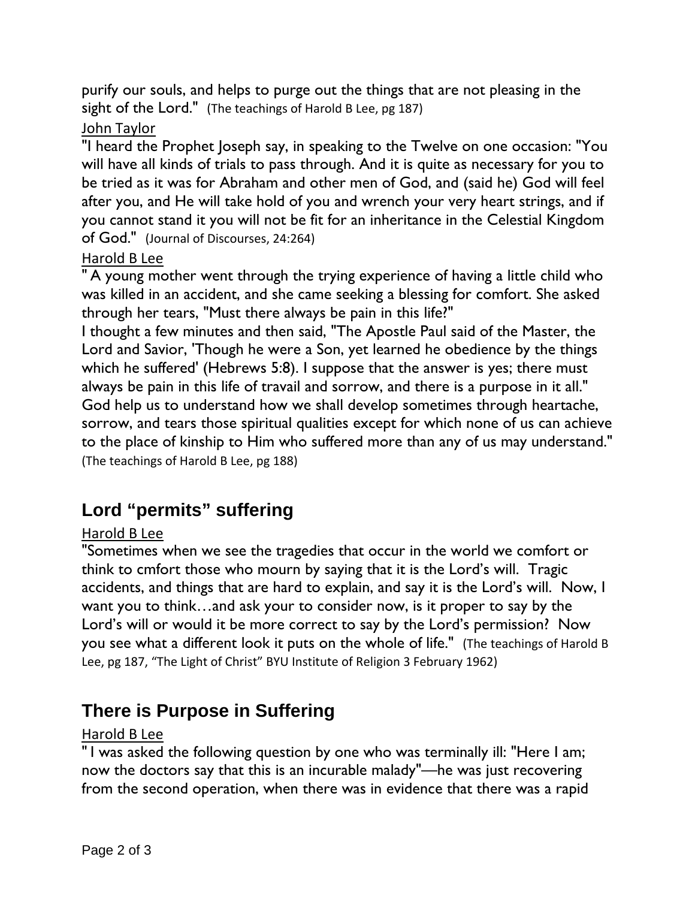purify our souls, and helps to purge out the things that are not pleasing in the sight of the Lord." (The teachings of Harold B Lee, pg 187)

John Taylor

"I heard the Prophet Joseph say, in speaking to the Twelve on one occasion: "You will have all kinds of trials to pass through. And it is quite as necessary for you to be tried as it was for Abraham and other men of God, and (said he) God will feel after you, and He will take hold of you and wrench your very heart strings, and if you cannot stand it you will not be fit for an inheritance in the Celestial Kingdom of God." (Journal of Discourses, 24:264)

Harold B Lee

" A young mother went through the trying experience of having a little child who was killed in an accident, and she came seeking a blessing for comfort. She asked through her tears, "Must there always be pain in this life?"

I thought a few minutes and then said, "The Apostle Paul said of the Master, the Lord and Savior, 'Though he were a Son, yet learned he obedience by the things which he suffered' (Hebrews 5:8). I suppose that the answer is yes; there must always be pain in this life of travail and sorrow, and there is a purpose in it all." God help us to understand how we shall develop sometimes through heartache, sorrow, and tears those spiritual qualities except for which none of us can achieve to the place of kinship to Him who suffered more than any of us may understand." (The teachings of Harold B Lee, pg 188)

## Lord "permits" suffering

Harold B Lee

"Sometimes when we see the tragedies that occur in the world we comfort or think to cmfort those who mourn by saying that it is the Lord's will. Tragic accidents, and things that are hard to explain, and say it is the Lord's will. Now, I want you to think…and ask your to consider now, is it proper to say by the Lord's will or would it be more correct to say by the Lord's permission? Now you see what a different look it puts on the whole of life." (The teachings of Harold B Lee, pg 187, "The Light of Christ" BYU Institute of Religion 3 February 1962)

## There is Purpose in Suffering

Harold B Lee

" I was asked the following question by one who was terminally ill: "Here I am; now the doctors say that this is an incurable malady"—he was just recovering from the second operation, when there was in evidence that there was a rapid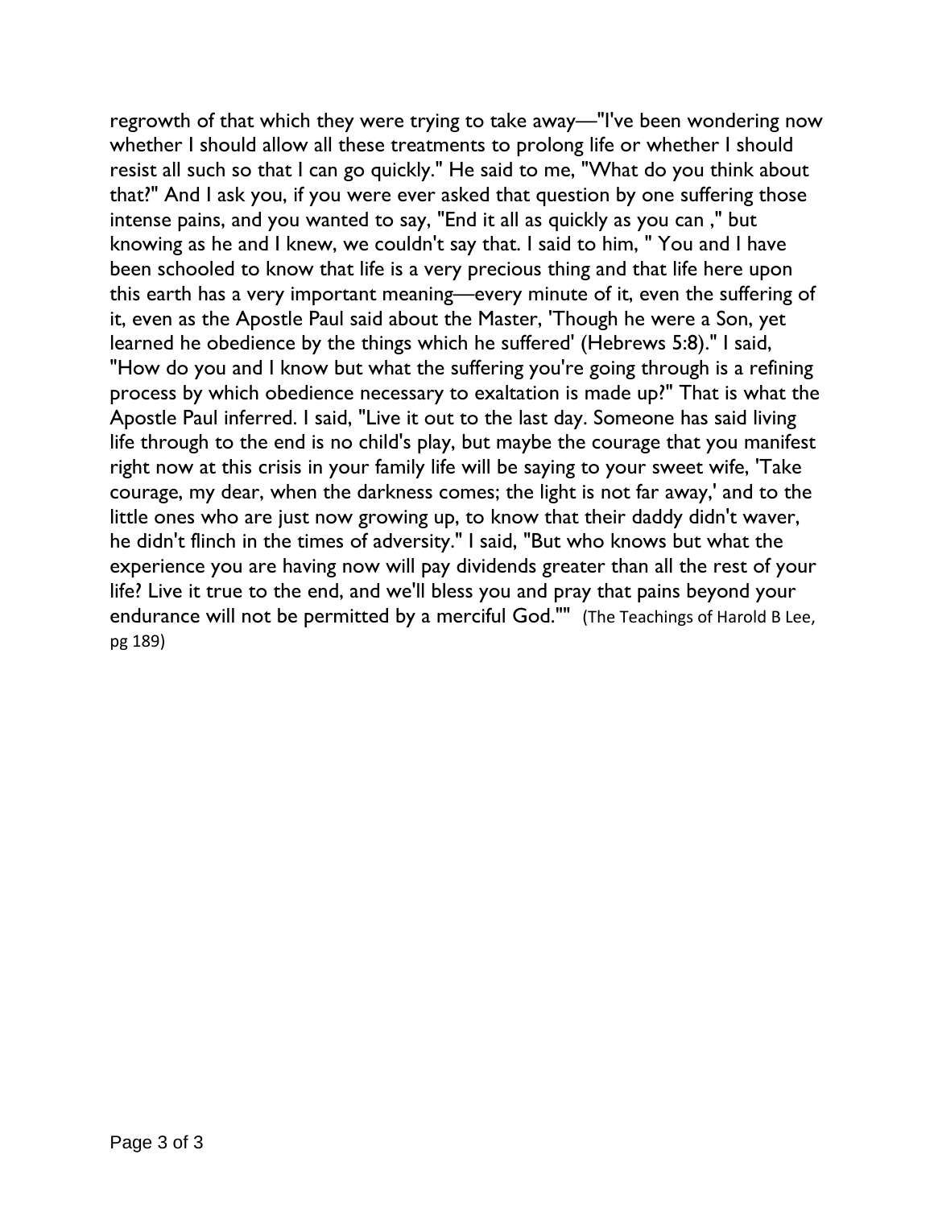regrowth of that which they were trying to take away—"I've been wondering now whether I should allow all these treatments to prolong life or whether I should resist all such so that I can go quickly." He said to me, "What do you think about that?" And I ask you, if you were ever asked that question by one suffering those intense pains, and you wanted to say, "End it all as quickly as you can ," but knowing as he and I knew, we couldn't say that. I said to him, " You and I have been schooled to know that life is a very precious thing and that life here upon this earth has a very important meaning—every minute of it, even the suffering of it, even as the Apostle Paul said about the Master, 'Though he were a Son, yet learned he obedience by the things which he suffered' (Hebrews 5:8)." I said, "How do you and I know but what the suffering you're going through is a refining process by which obedience necessary to exaltation is made up?" That is what the Apostle Paul inferred. I said, "Live it out to the last day. Someone has said living life through to the end is no child's play, but maybe the courage that you manifest right now at this crisis in your family life will be saying to your sweet wife, 'Take courage, my dear, when the darkness comes; the light is not far away,' and to the little ones who are just now growing up, to know that their daddy didn't waver, he didn't flinch in the times of adversity." I said, "But who knows but what the experience you are having now will pay dividends greater than all the rest of your life? Live it true to the end, and we'll bless you and pray that pains beyond your endurance will not be permitted by a merciful God."" (The Teachings of Harold B Lee, pg 189)